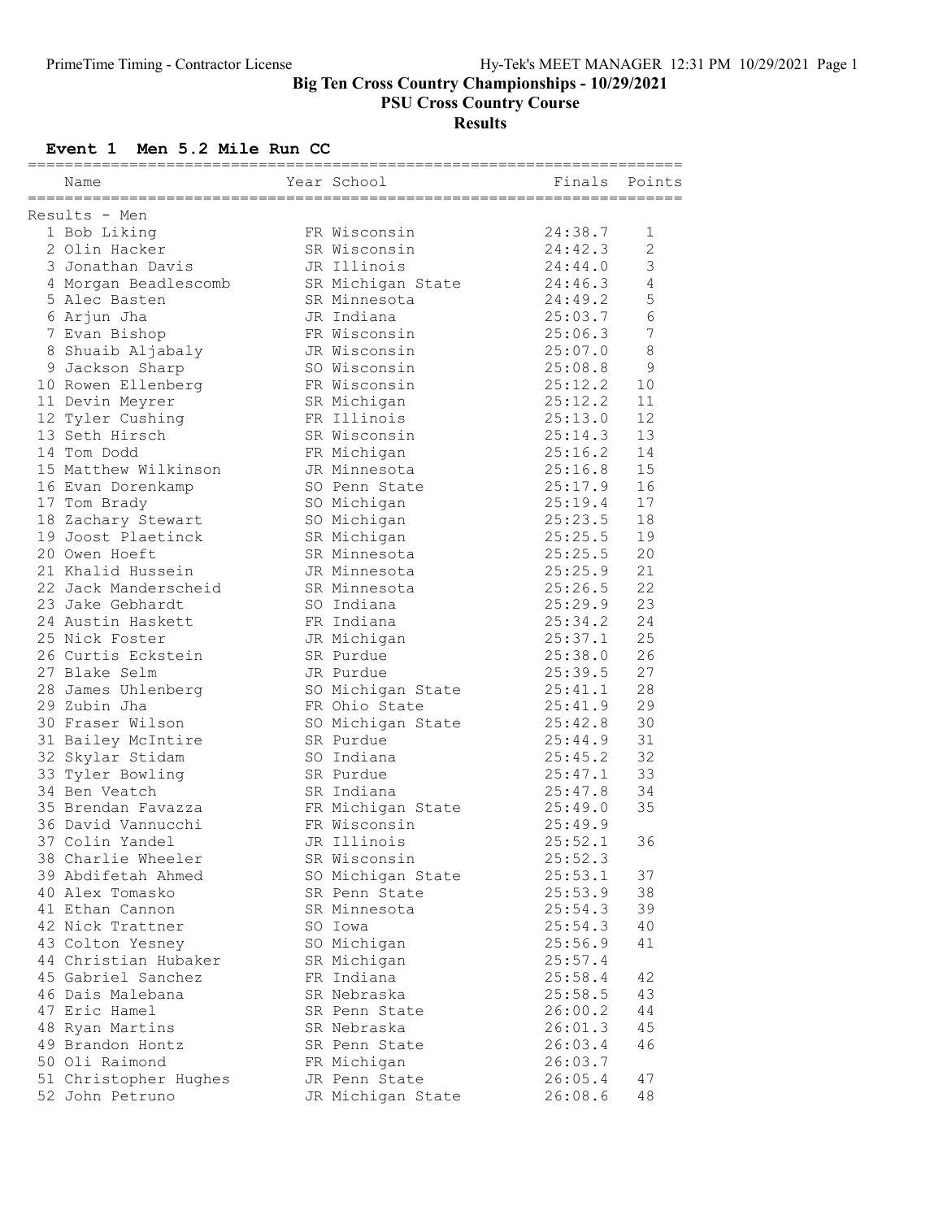# Big Ten Cross Country Championships - 10/29/2021

## PSU Cross Country Course

## Results

### Event 1 Men 5.2 Mile Run CC

Results - Men

| Place | Name | Year | School | Finals | Points |
|---|---|---|---|---|---|
| 1 | Bob Liking | FR | Wisconsin | 24:38.7 | 1 |
| 2 | Olin Hacker | SR | Wisconsin | 24:42.3 | 2 |
| 3 | Jonathan Davis | JR | Illinois | 24:44.0 | 3 |
| 4 | Morgan Beadlescomb | SR | Michigan State | 24:46.3 | 4 |
| 5 | Alec Basten | SR | Minnesota | 24:49.2 | 5 |
| 6 | Arjun Jha | JR | Indiana | 25:03.7 | 6 |
| 7 | Evan Bishop | FR | Wisconsin | 25:06.3 | 7 |
| 8 | Shuaib Aljabaly | JR | Wisconsin | 25:07.0 | 8 |
| 9 | Jackson Sharp | SO | Wisconsin | 25:08.8 | 9 |
| 10 | Rowen Ellenberg | FR | Wisconsin | 25:12.2 | 10 |
| 11 | Devin Meyrer | SR | Michigan | 25:12.2 | 11 |
| 12 | Tyler Cushing | FR | Illinois | 25:13.0 | 12 |
| 13 | Seth Hirsch | SR | Wisconsin | 25:14.3 | 13 |
| 14 | Tom Dodd | FR | Michigan | 25:16.2 | 14 |
| 15 | Matthew Wilkinson | JR | Minnesota | 25:16.8 | 15 |
| 16 | Evan Dorenkamp | SO | Penn State | 25:17.9 | 16 |
| 17 | Tom Brady | SO | Michigan | 25:19.4 | 17 |
| 18 | Zachary Stewart | SO | Michigan | 25:23.5 | 18 |
| 19 | Joost Plaetinck | SR | Michigan | 25:25.5 | 19 |
| 20 | Owen Hoeft | SR | Minnesota | 25:25.5 | 20 |
| 21 | Khalid Hussein | JR | Minnesota | 25:25.9 | 21 |
| 22 | Jack Manderscheid | SR | Minnesota | 25:26.5 | 22 |
| 23 | Jake Gebhardt | SO | Indiana | 25:29.9 | 23 |
| 24 | Austin Haskett | FR | Indiana | 25:34.2 | 24 |
| 25 | Nick Foster | JR | Michigan | 25:37.1 | 25 |
| 26 | Curtis Eckstein | SR | Purdue | 25:38.0 | 26 |
| 27 | Blake Selm | JR | Purdue | 25:39.5 | 27 |
| 28 | James Uhlenberg | SO | Michigan State | 25:41.1 | 28 |
| 29 | Zubin Jha | FR | Ohio State | 25:41.9 | 29 |
| 30 | Fraser Wilson | SO | Michigan State | 25:42.8 | 30 |
| 31 | Bailey McIntire | SR | Purdue | 25:44.9 | 31 |
| 32 | Skylar Stidam | SO | Indiana | 25:45.2 | 32 |
| 33 | Tyler Bowling | SR | Purdue | 25:47.1 | 33 |
| 34 | Ben Veatch | SR | Indiana | 25:47.8 | 34 |
| 35 | Brendan Favazza | FR | Michigan State | 25:49.0 | 35 |
| 36 | David Vannucchi | FR | Wisconsin | 25:49.9 | |
| 37 | Colin Yandel | JR | Illinois | 25:52.1 | 36 |
| 38 | Charlie Wheeler | SR | Wisconsin | 25:52.3 | |
| 39 | Abdifetah Ahmed | SO | Michigan State | 25:53.1 | 37 |
| 40 | Alex Tomasko | SR | Penn State | 25:53.9 | 38 |
| 41 | Ethan Cannon | SR | Minnesota | 25:54.3 | 39 |
| 42 | Nick Trattner | SO | Iowa | 25:54.3 | 40 |
| 43 | Colton Yesney | SO | Michigan | 25:56.9 | 41 |
| 44 | Christian Hubaker | SR | Michigan | 25:57.4 | |
| 45 | Gabriel Sanchez | FR | Indiana | 25:58.4 | 42 |
| 46 | Dais Malebana | SR | Nebraska | 25:58.5 | 43 |
| 47 | Eric Hamel | SR | Penn State | 26:00.2 | 44 |
| 48 | Ryan Martins | SR | Nebraska | 26:01.3 | 45 |
| 49 | Brandon Hontz | SR | Penn State | 26:03.4 | 46 |
| 50 | Oli Raimond | FR | Michigan | 26:03.7 | |
| 51 | Christopher Hughes | JR | Penn State | 26:05.4 | 47 |
| 52 | John Petruno | JR | Michigan State | 26:08.6 | 48 |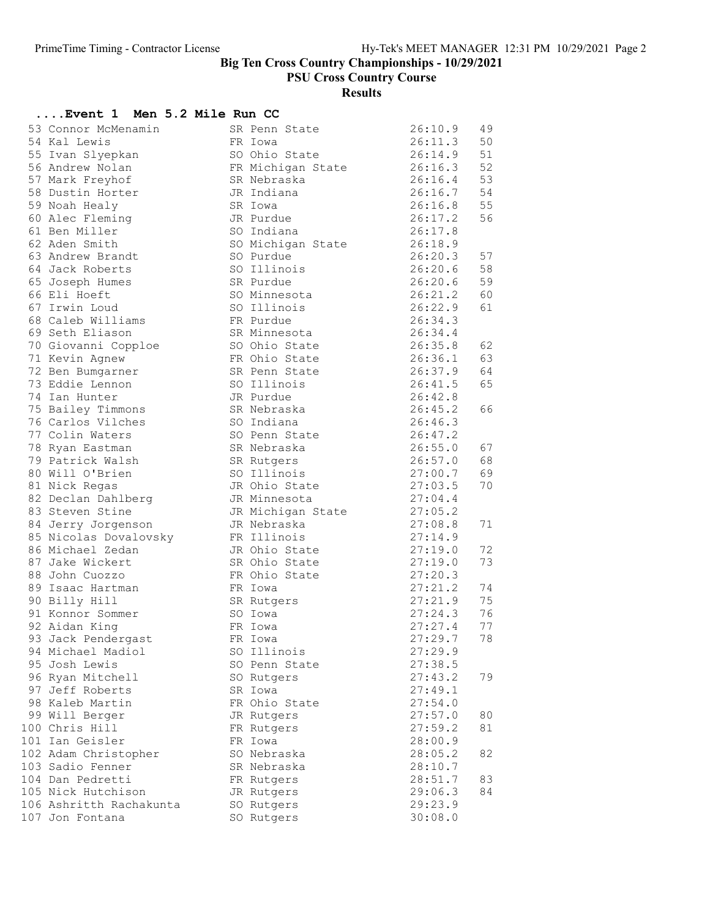# Big Ten Cross Country Championships - 10/29/2021

## PSU Cross Country Course

### Results

#### ....Event 1 Men 5.2 Mile Run CC

| Place | Name | Year | School | Time | Points |
|---|---|---|---|---|---|
| 53 | Connor McMenamin | SR | Penn State | 26:10.9 | 49 |
| 54 | Kal Lewis | FR | Iowa | 26:11.3 | 50 |
| 55 | Ivan Slyepkan | SO | Ohio State | 26:14.9 | 51 |
| 56 | Andrew Nolan | FR | Michigan State | 26:16.3 | 52 |
| 57 | Mark Freyhof | SR | Nebraska | 26:16.4 | 53 |
| 58 | Dustin Horter | JR | Indiana | 26:16.7 | 54 |
| 59 | Noah Healy | SR | Iowa | 26:16.8 | 55 |
| 60 | Alec Fleming | JR | Purdue | 26:17.2 | 56 |
| 61 | Ben Miller | SO | Indiana | 26:17.8 | |
| 62 | Aden Smith | SO | Michigan State | 26:18.9 | |
| 63 | Andrew Brandt | SO | Purdue | 26:20.3 | 57 |
| 64 | Jack Roberts | SO | Illinois | 26:20.6 | 58 |
| 65 | Joseph Humes | SR | Purdue | 26:20.6 | 59 |
| 66 | Eli Hoeft | SO | Minnesota | 26:21.2 | 60 |
| 67 | Irwin Loud | SO | Illinois | 26:22.9 | 61 |
| 68 | Caleb Williams | FR | Purdue | 26:34.3 | |
| 69 | Seth Eliason | SR | Minnesota | 26:34.4 | |
| 70 | Giovanni Copploe | SO | Ohio State | 26:35.8 | 62 |
| 71 | Kevin Agnew | FR | Ohio State | 26:36.1 | 63 |
| 72 | Ben Bumgarner | SR | Penn State | 26:37.9 | 64 |
| 73 | Eddie Lennon | SO | Illinois | 26:41.5 | 65 |
| 74 | Ian Hunter | JR | Purdue | 26:42.8 | |
| 75 | Bailey Timmons | SR | Nebraska | 26:45.2 | 66 |
| 76 | Carlos Vilches | SO | Indiana | 26:46.3 | |
| 77 | Colin Waters | SO | Penn State | 26:47.2 | |
| 78 | Ryan Eastman | SR | Nebraska | 26:55.0 | 67 |
| 79 | Patrick Walsh | SR | Rutgers | 26:57.0 | 68 |
| 80 | Will O'Brien | SO | Illinois | 27:00.7 | 69 |
| 81 | Nick Regas | JR | Ohio State | 27:03.5 | 70 |
| 82 | Declan Dahlberg | JR | Minnesota | 27:04.4 | |
| 83 | Steven Stine | JR | Michigan State | 27:05.2 | |
| 84 | Jerry Jorgenson | JR | Nebraska | 27:08.8 | 71 |
| 85 | Nicolas Dovalovsky | FR | Illinois | 27:14.9 | |
| 86 | Michael Zedan | JR | Ohio State | 27:19.0 | 72 |
| 87 | Jake Wickert | SR | Ohio State | 27:19.0 | 73 |
| 88 | John Cuozzo | FR | Ohio State | 27:20.3 | |
| 89 | Isaac Hartman | FR | Iowa | 27:21.2 | 74 |
| 90 | Billy Hill | SR | Rutgers | 27:21.9 | 75 |
| 91 | Konnor Sommer | SO | Iowa | 27:24.3 | 76 |
| 92 | Aidan King | FR | Iowa | 27:27.4 | 77 |
| 93 | Jack Pendergast | FR | Iowa | 27:29.7 | 78 |
| 94 | Michael Madiol | SO | Illinois | 27:29.9 | |
| 95 | Josh Lewis | SO | Penn State | 27:38.5 | |
| 96 | Ryan Mitchell | SO | Rutgers | 27:43.2 | 79 |
| 97 | Jeff Roberts | SR | Iowa | 27:49.1 | |
| 98 | Kaleb Martin | FR | Ohio State | 27:54.0 | |
| 99 | Will Berger | JR | Rutgers | 27:57.0 | 80 |
| 100 | Chris Hill | FR | Rutgers | 27:59.2 | 81 |
| 101 | Ian Geisler | FR | Iowa | 28:00.9 | |
| 102 | Adam Christopher | SO | Nebraska | 28:05.2 | 82 |
| 103 | Sadio Fenner | SR | Nebraska | 28:10.7 | |
| 104 | Dan Pedretti | FR | Rutgers | 28:51.7 | 83 |
| 105 | Nick Hutchison | JR | Rutgers | 29:06.3 | 84 |
| 106 | Ashritth Rachakunta | SO | Rutgers | 29:23.9 | |
| 107 | Jon Fontana | SO | Rutgers | 30:08.0 | |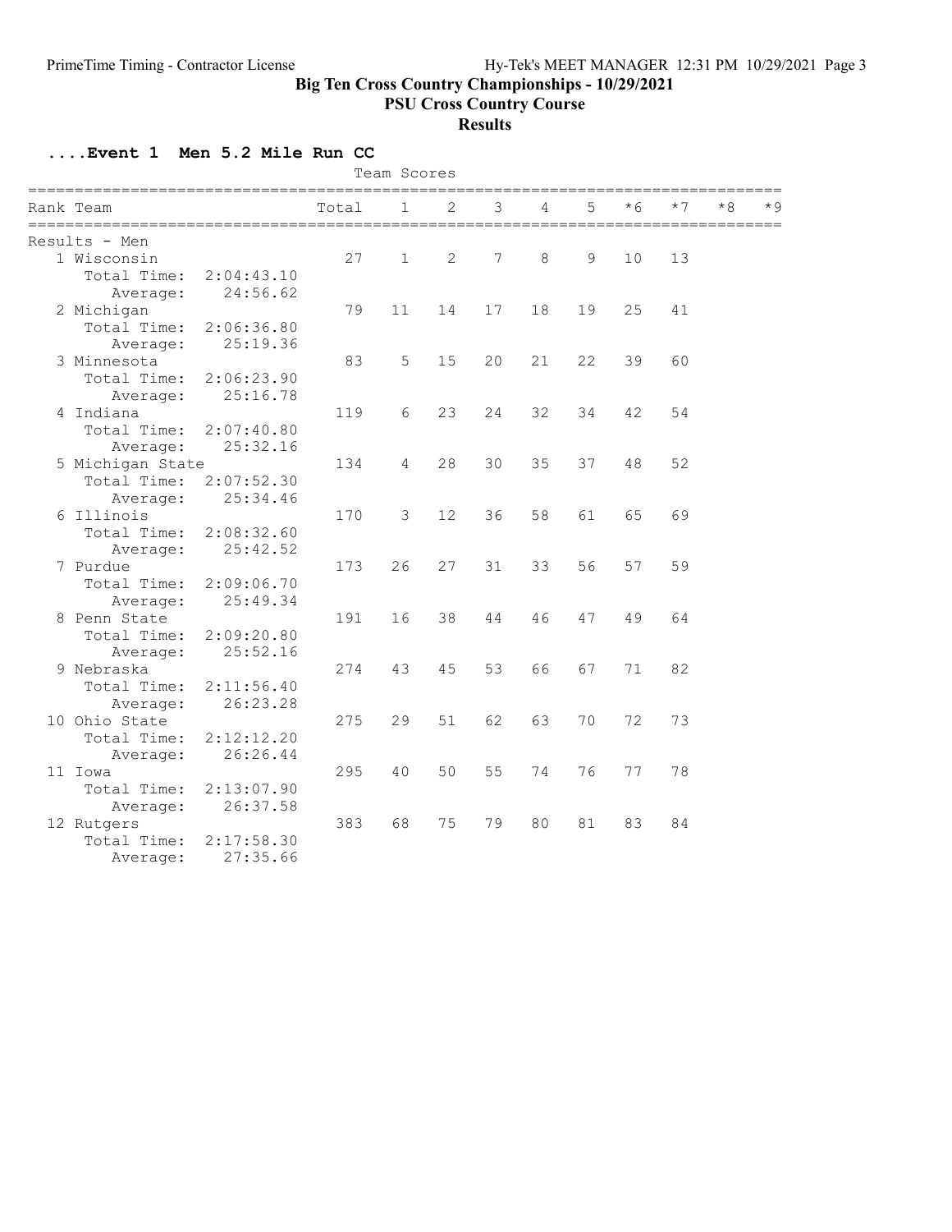# Big Ten Cross Country Championships - 10/29/2021

## PSU Cross Country Course

### Results

#### ....Event 1 Men 5.2 Mile Run CC

Team Scores

| Rank | Team | Total | 1 | 2 | 3 | 4 | 5 | *6 | *7 | *8 | *9 |
|---|---|---|---|---|---|---|---|---|---|---|---|
| Results - Men | | | | | | | | | | | |
| 1 | Wisconsin | 27 | 1 | 2 | 7 | 8 | 9 | 10 | 13 | | |
| | Total Time: 2:04:43.10 | | | | | | | | | | |
| | Average: 24:56.62 | | | | | | | | | | |
| 2 | Michigan | 79 | 11 | 14 | 17 | 18 | 19 | 25 | 41 | | |
| | Total Time: 2:06:36.80 | | | | | | | | | | |
| | Average: 25:19.36 | | | | | | | | | | |
| 3 | Minnesota | 83 | 5 | 15 | 20 | 21 | 22 | 39 | 60 | | |
| | Total Time: 2:06:23.90 | | | | | | | | | | |
| | Average: 25:16.78 | | | | | | | | | | |
| 4 | Indiana | 119 | 6 | 23 | 24 | 32 | 34 | 42 | 54 | | |
| | Total Time: 2:07:40.80 | | | | | | | | | | |
| | Average: 25:32.16 | | | | | | | | | | |
| 5 | Michigan State | 134 | 4 | 28 | 30 | 35 | 37 | 48 | 52 | | |
| | Total Time: 2:07:52.30 | | | | | | | | | | |
| | Average: 25:34.46 | | | | | | | | | | |
| 6 | Illinois | 170 | 3 | 12 | 36 | 58 | 61 | 65 | 69 | | |
| | Total Time: 2:08:32.60 | | | | | | | | | | |
| | Average: 25:42.52 | | | | | | | | | | |
| 7 | Purdue | 173 | 26 | 27 | 31 | 33 | 56 | 57 | 59 | | |
| | Total Time: 2:09:06.70 | | | | | | | | | | |
| | Average: 25:49.34 | | | | | | | | | | |
| 8 | Penn State | 191 | 16 | 38 | 44 | 46 | 47 | 49 | 64 | | |
| | Total Time: 2:09:20.80 | | | | | | | | | | |
| | Average: 25:52.16 | | | | | | | | | | |
| 9 | Nebraska | 274 | 43 | 45 | 53 | 66 | 67 | 71 | 82 | | |
| | Total Time: 2:11:56.40 | | | | | | | | | | |
| | Average: 26:23.28 | | | | | | | | | | |
| 10 | Ohio State | 275 | 29 | 51 | 62 | 63 | 70 | 72 | 73 | | |
| | Total Time: 2:12:12.20 | | | | | | | | | | |
| | Average: 26:26.44 | | | | | | | | | | |
| 11 | Iowa | 295 | 40 | 50 | 55 | 74 | 76 | 77 | 78 | | |
| | Total Time: 2:13:07.90 | | | | | | | | | | |
| | Average: 26:37.58 | | | | | | | | | | |
| 12 | Rutgers | 383 | 68 | 75 | 79 | 80 | 81 | 83 | 84 | | |
| | Total Time: 2:17:58.30 | | | | | | | | | | |
| | Average: 27:35.66 | | | | | | | | | | |